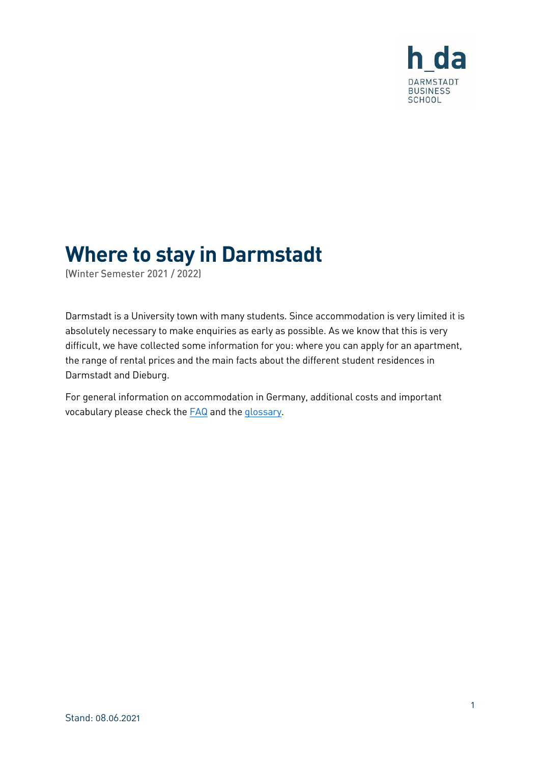h_da
DARMSTADT
BUSINESS
SCHOOL

# Where to stay in Darmstadt

(Winter Semester 2021 / 2022)

Darmstadt is a University town with many students. Since accommodation is very limited it is absolutely necessary to make enquiries as early as possible. As we know that this is very difficult, we have collected some information for you: where you can apply for an apartment, the range of rental prices and the main facts about the different student residences in Darmstadt and Dieburg.

For general information on accommodation in Germany, additional costs and important vocabulary please check the FAQ and the glossary.

Stand: 08.06.2021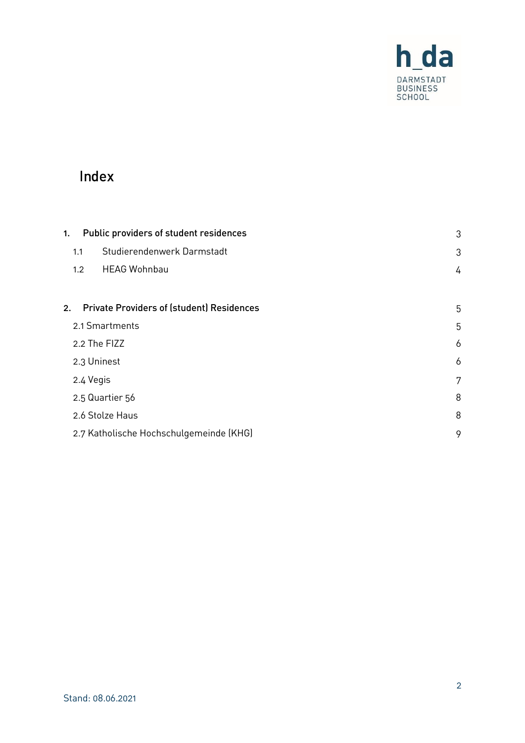# Index

| | | |
|---|---|---|
| **1.** | **Public providers of student residences** | 3 |
| 1.1 | Studierendenwerk Darmstadt | 3 |
| 1.2 | HEAG Wohnbau | 4 |
| **2.** | **Private Providers of (student) Residences** | 5 |
| 2.1 | Smartments | 5 |
| 2.2 | The FIZZ | 6 |
| 2.3 | Uninest | 6 |
| 2.4 | Vegis | 7 |
| 2.5 | Quartier 56 | 8 |
| 2.6 | Stolze Haus | 8 |
| 2.7 | Katholische Hochschulgemeinde (KHG) | 9 |

Stand: 08.06.2021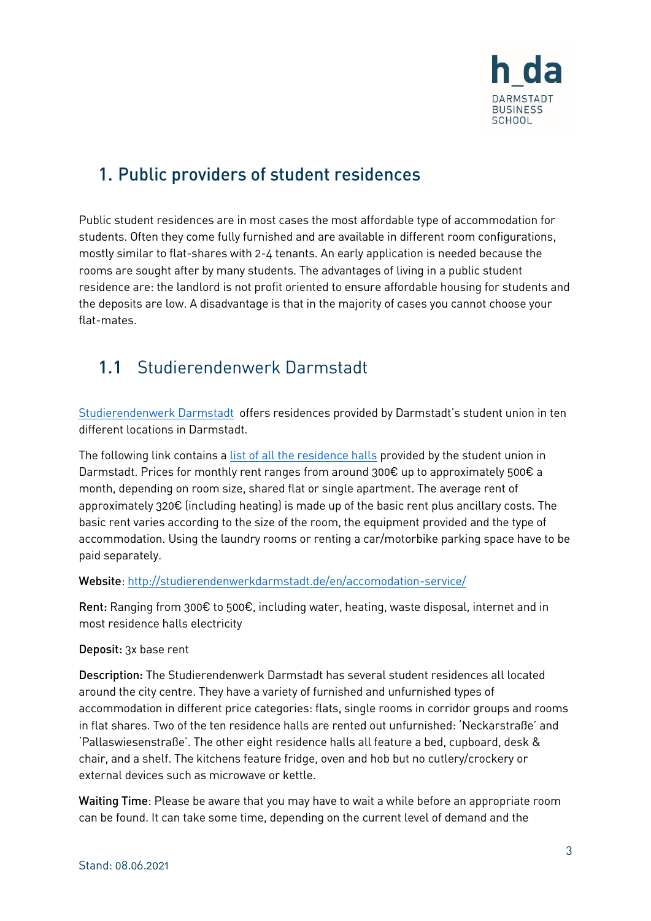# 1. Public providers of student residences

Public student residences are in most cases the most affordable type of accommodation for students. Often they come fully furnished and are available in different room configurations, mostly similar to flat-shares with 2-4 tenants. An early application is needed because the rooms are sought after by many students. The advantages of living in a public student residence are: the landlord is not profit oriented to ensure affordable housing for students and the deposits are low. A disadvantage is that in the majority of cases you cannot choose your flat-mates.

## 1.1 Studierendenwerk Darmstadt

Studierendenwerk Darmstadt offers residences provided by Darmstadt's student union in ten different locations in Darmstadt.

The following link contains a list of all the residence halls provided by the student union in Darmstadt. Prices for monthly rent ranges from around 300€ up to approximately 500€ a month, depending on room size, shared flat or single apartment. The average rent of approximately 320€ (including heating) is made up of the basic rent plus ancillary costs. The basic rent varies according to the size of the room, the equipment provided and the type of accommodation. Using the laundry rooms or renting a car/motorbike parking space have to be paid separately.

**Website**: http://studierendenwerkdarmstadt.de/en/accomodation-service/

**Rent:** Ranging from 300€ to 500€, including water, heating, waste disposal, internet and in most residence halls electricity

**Deposit:** 3x base rent

**Description:** The Studierendenwerk Darmstadt has several student residences all located around the city centre. They have a variety of furnished and unfurnished types of accommodation in different price categories: flats, single rooms in corridor groups and rooms in flat shares. Two of the ten residence halls are rented out unfurnished: 'Neckarstraße' and 'Pallaswiesenstraße'. The other eight residence halls all feature a bed, cupboard, desk & chair, and a shelf. The kitchens feature fridge, oven and hob but no cutlery/crockery or external devices such as microwave or kettle.

**Waiting Time**: Please be aware that you may have to wait a while before an appropriate room can be found. It can take some time, depending on the current level of demand and the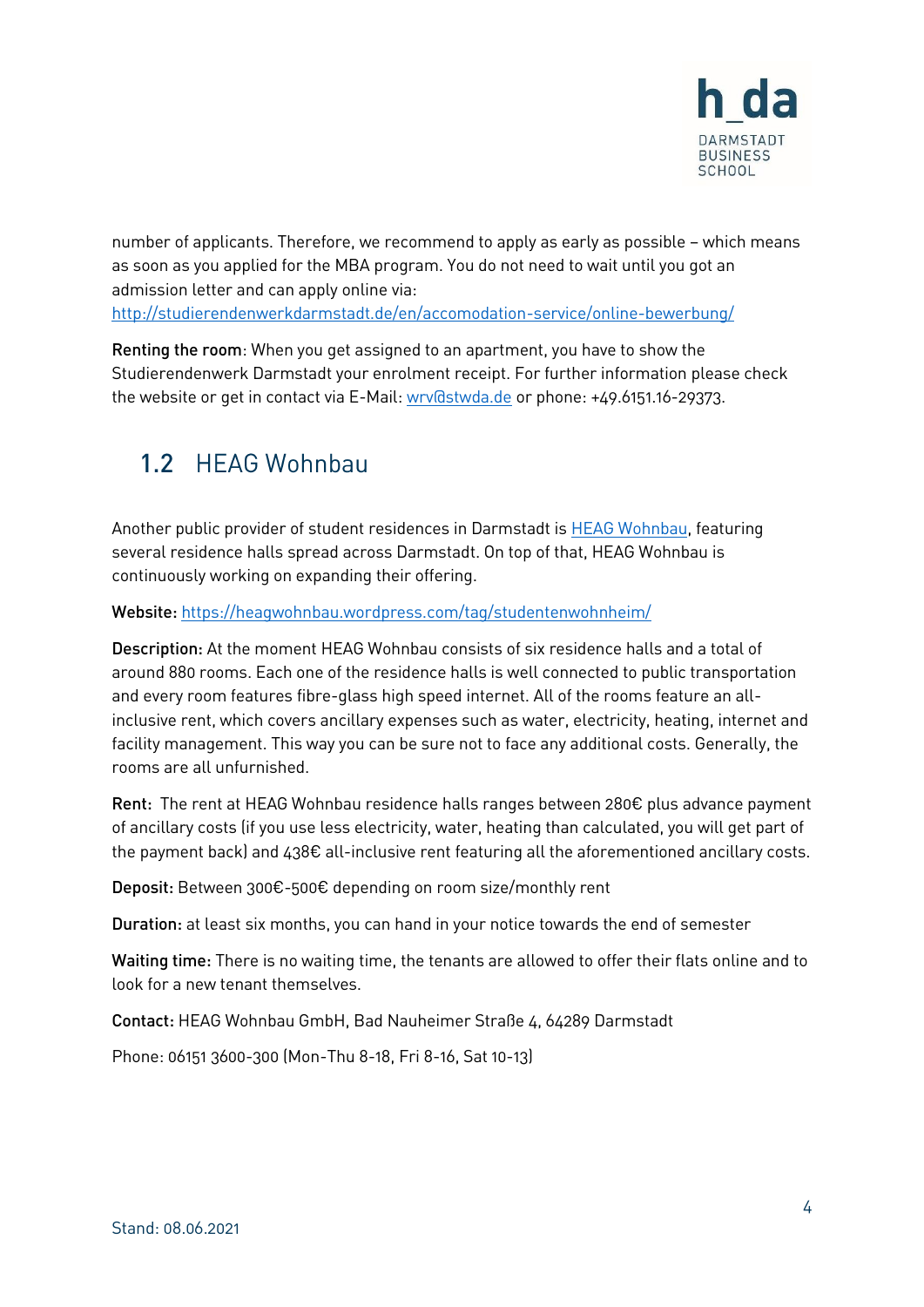number of applicants. Therefore, we recommend to apply as early as possible – which means as soon as you applied for the MBA program. You do not need to wait until you got an admission letter and can apply online via: http://studierendenwerkdarmstadt.de/en/accomodation-service/online-bewerbung/

**Renting the room**: When you get assigned to an apartment, you have to show the Studierendenwerk Darmstadt your enrolment receipt. For further information please check the website or get in contact via E-Mail: wrv@stwda.de or phone: +49.6151.16-29373.

## 1.2 HEAG Wohnbau

Another public provider of student residences in Darmstadt is HEAG Wohnbau, featuring several residence halls spread across Darmstadt. On top of that, HEAG Wohnbau is continuously working on expanding their offering.

**Website:** https://heagwohnbau.wordpress.com/tag/studentenwohnheim/

**Description:** At the moment HEAG Wohnbau consists of six residence halls and a total of around 880 rooms. Each one of the residence halls is well connected to public transportation and every room features fibre-glass high speed internet. All of the rooms feature an all-inclusive rent, which covers ancillary expenses such as water, electricity, heating, internet and facility management. This way you can be sure not to face any additional costs. Generally, the rooms are all unfurnished.

**Rent:** The rent at HEAG Wohnbau residence halls ranges between 280€ plus advance payment of ancillary costs (if you use less electricity, water, heating than calculated, you will get part of the payment back) and 438€ all-inclusive rent featuring all the aforementioned ancillary costs.

**Deposit:** Between 300€-500€ depending on room size/monthly rent

**Duration:** at least six months, you can hand in your notice towards the end of semester

**Waiting time:** There is no waiting time, the tenants are allowed to offer their flats online and to look for a new tenant themselves.

**Contact:** HEAG Wohnbau GmbH, Bad Nauheimer Straße 4, 64289 Darmstadt

Phone: 06151 3600-300 (Mon-Thu 8-18, Fri 8-16, Sat 10-13)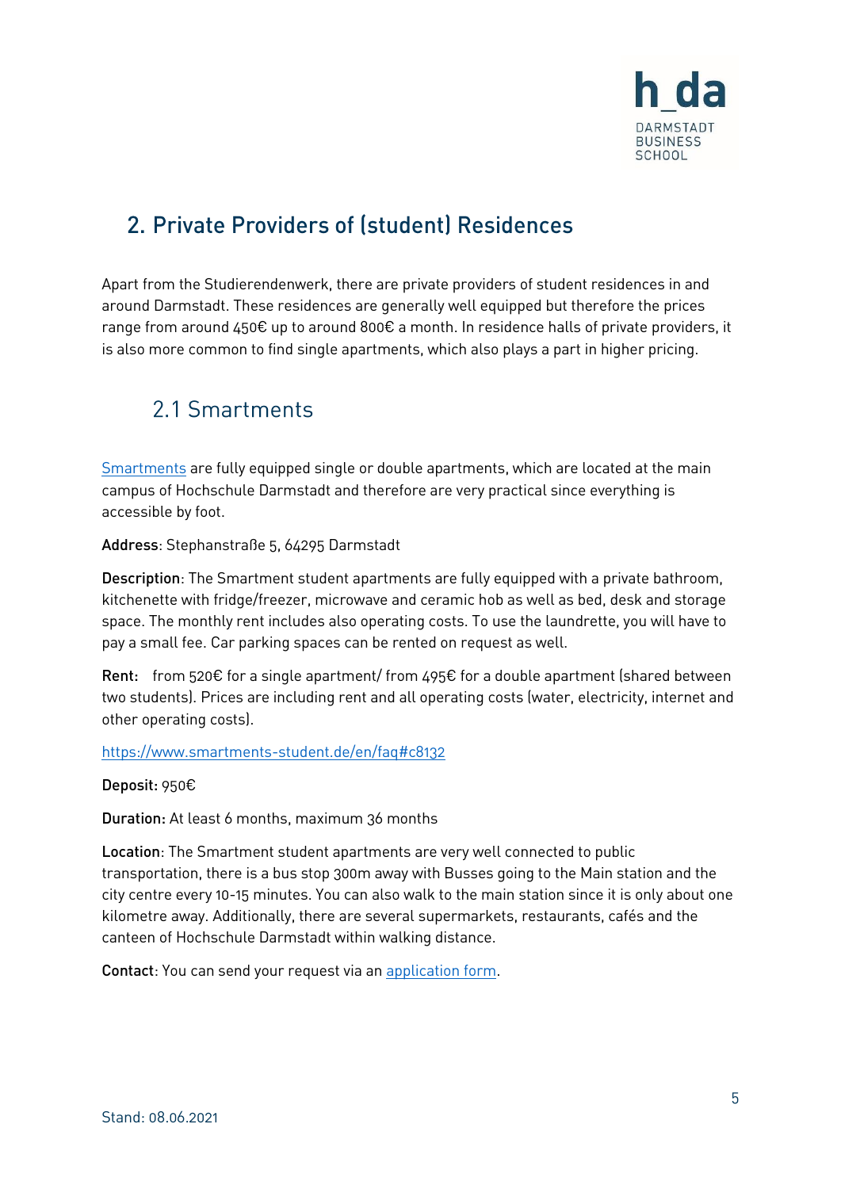## 2. Private Providers of (student) Residences

Apart from the Studierendenwerk, there are private providers of student residences in and around Darmstadt. These residences are generally well equipped but therefore the prices range from around 450€ up to around 800€ a month. In residence halls of private providers, it is also more common to find single apartments, which also plays a part in higher pricing.

### 2.1 Smartments

Smartments are fully equipped single or double apartments, which are located at the main campus of Hochschule Darmstadt and therefore are very practical since everything is accessible by foot.

**Address**: Stephanstraße 5, 64295 Darmstadt

**Description**: The Smartment student apartments are fully equipped with a private bathroom, kitchenette with fridge/freezer, microwave and ceramic hob as well as bed, desk and storage space. The monthly rent includes also operating costs. To use the laundrette, you will have to pay a small fee. Car parking spaces can be rented on request as well.

**Rent**: from 520€ for a single apartment/ from 495€ for a double apartment (shared between two students). Prices are including rent and all operating costs (water, electricity, internet and other operating costs).

https://www.smartments-student.de/en/faq#c8132

**Deposit:** 950€

**Duration:** At least 6 months, maximum 36 months

**Location**: The Smartment student apartments are very well connected to public transportation, there is a bus stop 300m away with Busses going to the Main station and the city centre every 10-15 minutes. You can also walk to the main station since it is only about one kilometre away. Additionally, there are several supermarkets, restaurants, cafés and the canteen of Hochschule Darmstadt within walking distance.

**Contact**: You can send your request via an application form.

Stand: 08.06.2021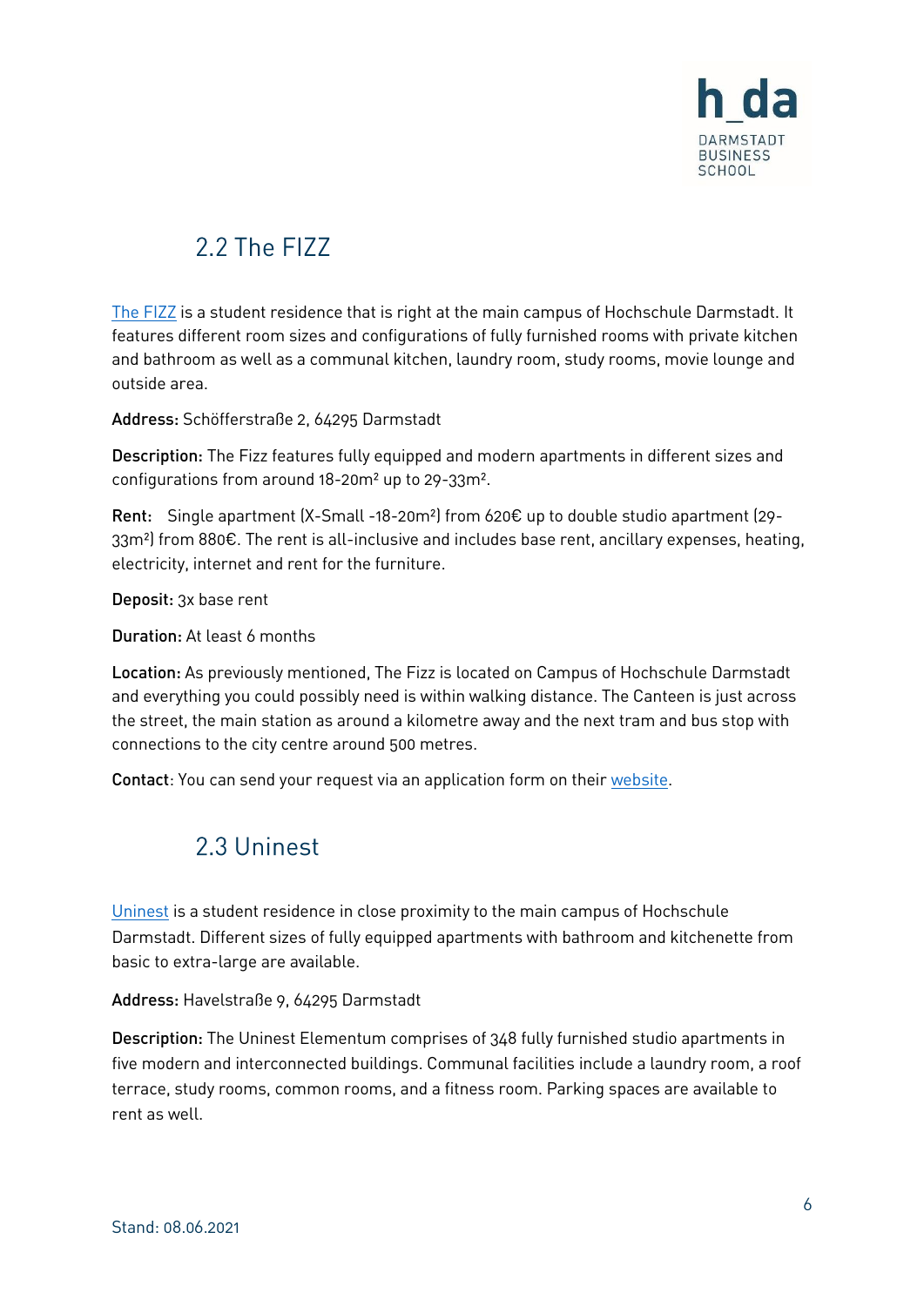## 2.2 The FIZZ

The FIZZ is a student residence that is right at the main campus of Hochschule Darmstadt. It features different room sizes and configurations of fully furnished rooms with private kitchen and bathroom as well as a communal kitchen, laundry room, study rooms, movie lounge and outside area.

**Address:** Schöfferstraße 2, 64295 Darmstadt

**Description:** The Fizz features fully equipped and modern apartments in different sizes and configurations from around 18-20m² up to 29-33m².

**Rent:** Single apartment (X-Small -18-20m²) from 620€ up to double studio apartment (29-33m²) from 880€. The rent is all-inclusive and includes base rent, ancillary expenses, heating, electricity, internet and rent for the furniture.

**Deposit:** 3x base rent

**Duration:** At least 6 months

**Location:** As previously mentioned, The Fizz is located on Campus of Hochschule Darmstadt and everything you could possibly need is within walking distance. The Canteen is just across the street, the main station as around a kilometre away and the next tram and bus stop with connections to the city centre around 500 metres.

**Contact**: You can send your request via an application form on their website.

## 2.3 Uninest

Uninest is a student residence in close proximity to the main campus of Hochschule Darmstadt. Different sizes of fully equipped apartments with bathroom and kitchenette from basic to extra-large are available.

**Address:** Havelstraße 9, 64295 Darmstadt

**Description:** The Uninest Elementum comprises of 348 fully furnished studio apartments in five modern and interconnected buildings. Communal facilities include a laundry room, a roof terrace, study rooms, common rooms, and a fitness room. Parking spaces are available to rent as well.

Stand: 08.06.2021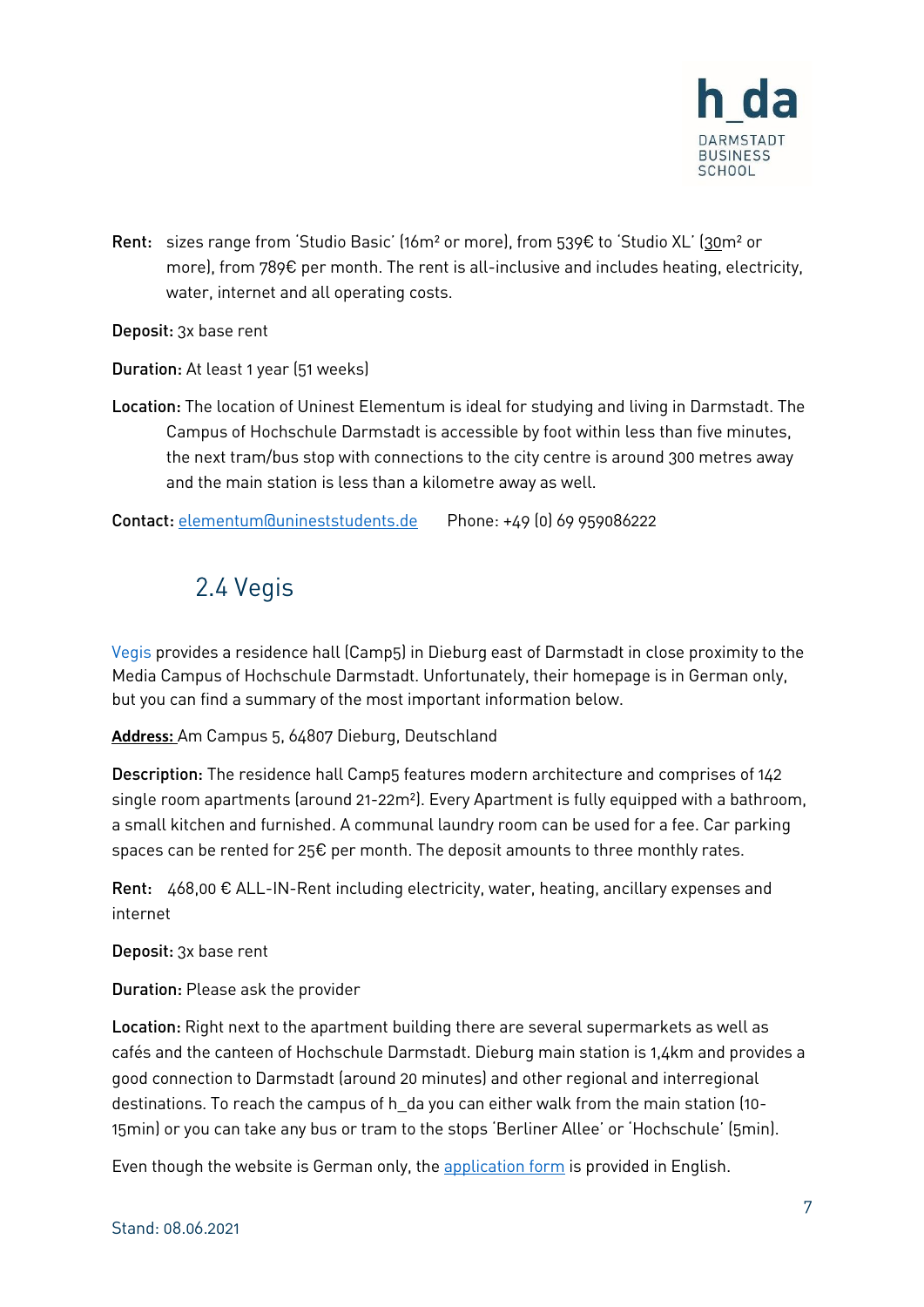**Rent:** sizes range from 'Studio Basic' (16m² or more), from 539€ to 'Studio XL' (30m² or more), from 789€ per month. The rent is all-inclusive and includes heating, electricity, water, internet and all operating costs.

**Deposit:** 3x base rent

**Duration:** At least 1 year (51 weeks)

**Location:** The location of Uninest Elementum is ideal for studying and living in Darmstadt. The Campus of Hochschule Darmstadt is accessible by foot within less than five minutes, the next tram/bus stop with connections to the city centre is around 300 metres away and the main station is less than a kilometre away as well.

**Contact:** elementum@unineststudents.de Phone: +49 (0) 69 959086222

## 2.4 Vegis

Vegis provides a residence hall (Camp5) in Dieburg east of Darmstadt in close proximity to the Media Campus of Hochschule Darmstadt. Unfortunately, their homepage is in German only, but you can find a summary of the most important information below.

**Address:** Am Campus 5, 64807 Dieburg, Deutschland

**Description:** The residence hall Camp5 features modern architecture and comprises of 142 single room apartments (around 21-22m²). Every Apartment is fully equipped with a bathroom, a small kitchen and furnished. A communal laundry room can be used for a fee. Car parking spaces can be rented for 25€ per month. The deposit amounts to three monthly rates.

**Rent:** 468,00 € ALL-IN-Rent including electricity, water, heating, ancillary expenses and internet

**Deposit:** 3x base rent

**Duration:** Please ask the provider

**Location:** Right next to the apartment building there are several supermarkets as well as cafés and the canteen of Hochschule Darmstadt. Dieburg main station is 1,4km and provides a good connection to Darmstadt (around 20 minutes) and other regional and interregional destinations. To reach the campus of h_da you can either walk from the main station (10-15min) or you can take any bus or tram to the stops 'Berliner Allee' or 'Hochschule' (5min).

Even though the website is German only, the application form is provided in English.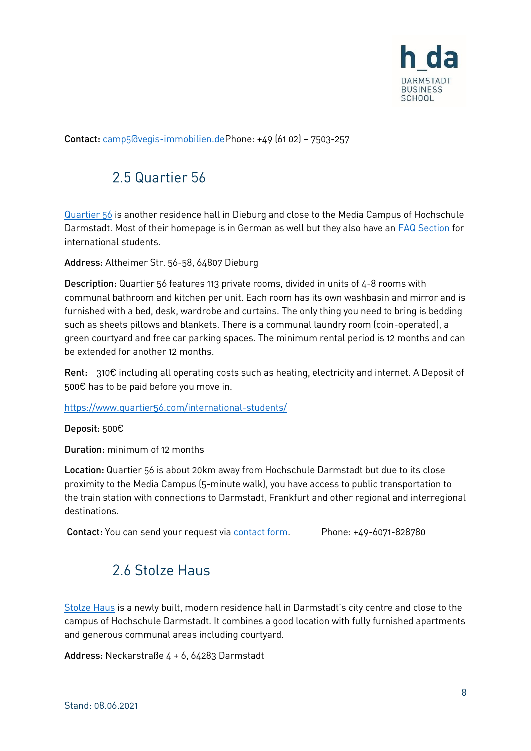**Contact:** camp5@vegis-immobilien.dePhone: +49 (61 02) – 7503-257

## 2.5 Quartier 56

Quartier 56 is another residence hall in Dieburg and close to the Media Campus of Hochschule Darmstadt. Most of their homepage is in German as well but they also have an FAQ Section for international students.

**Address:** Altheimer Str. 56-58, 64807 Dieburg

**Description:** Quartier 56 features 113 private rooms, divided in units of 4-8 rooms with communal bathroom and kitchen per unit. Each room has its own washbasin and mirror and is furnished with a bed, desk, wardrobe and curtains. The only thing you need to bring is bedding such as sheets pillows and blankets. There is a communal laundry room (coin-operated), a green courtyard and free car parking spaces. The minimum rental period is 12 months and can be extended for another 12 months.

**Rent:** 310€ including all operating costs such as heating, electricity and internet. A Deposit of 500€ has to be paid before you move in.

https://www.quartier56.com/international-students/

**Deposit:** 500€

**Duration:** minimum of 12 months

**Location:** Quartier 56 is about 20km away from Hochschule Darmstadt but due to its close proximity to the Media Campus (5-minute walk), you have access to public transportation to the train station with connections to Darmstadt, Frankfurt and other regional and interregional destinations.

**Contact:** You can send your request via contact form. Phone: +49-6071-828780

## 2.6 Stolze Haus

Stolze Haus is a newly built, modern residence hall in Darmstadt's city centre and close to the campus of Hochschule Darmstadt. It combines a good location with fully furnished apartments and generous communal areas including courtyard.

**Address:** Neckarstraße 4 + 6, 64283 Darmstadt

Stand: 08.06.2021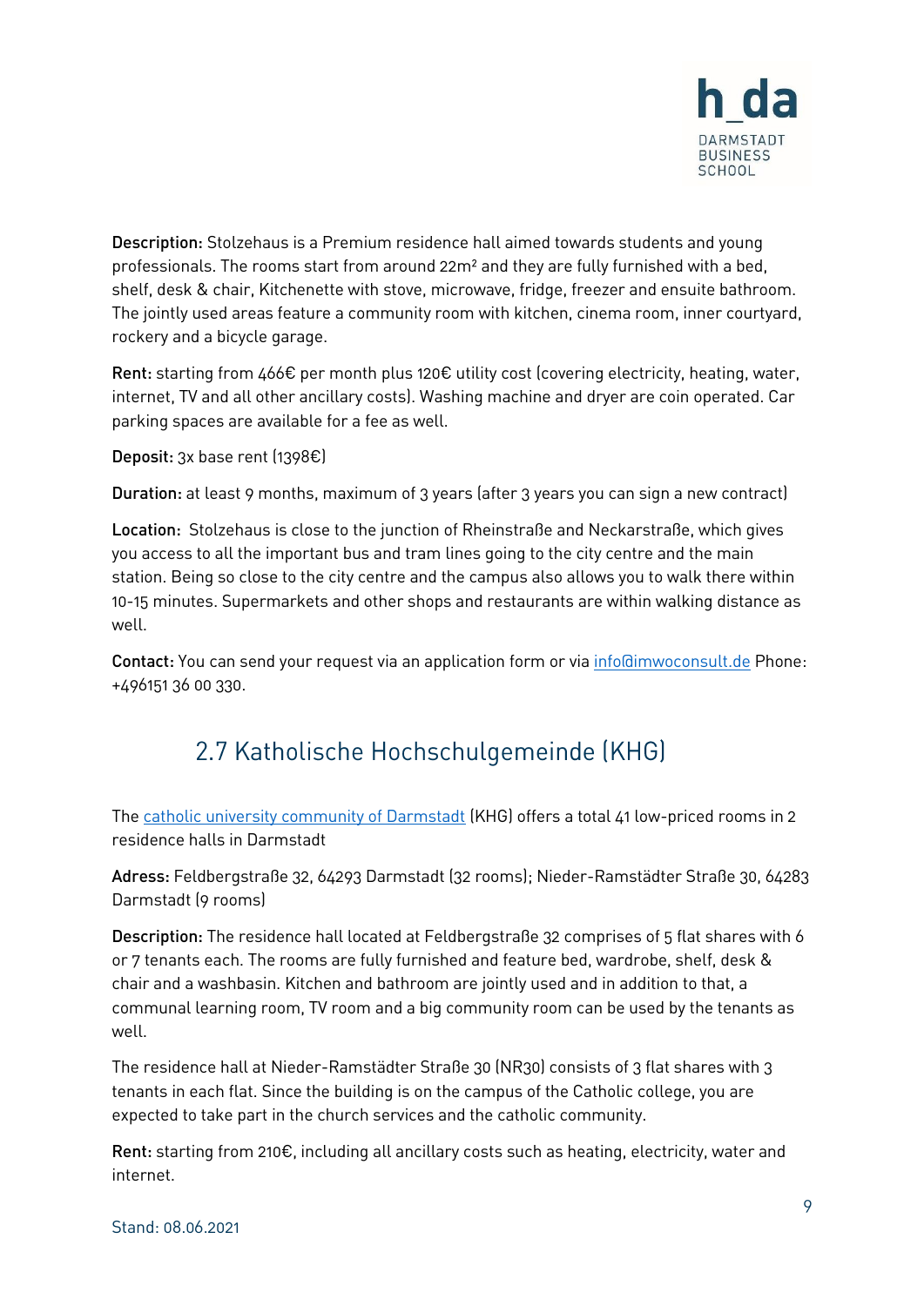**Description:** Stolzehaus is a Premium residence hall aimed towards students and young professionals. The rooms start from around 22m² and they are fully furnished with a bed, shelf, desk & chair, Kitchenette with stove, microwave, fridge, freezer and ensuite bathroom. The jointly used areas feature a community room with kitchen, cinema room, inner courtyard, rockery and a bicycle garage.

**Rent:** starting from 466€ per month plus 120€ utility cost (covering electricity, heating, water, internet, TV and all other ancillary costs). Washing machine and dryer are coin operated. Car parking spaces are available for a fee as well.

**Deposit:** 3x base rent (1398€)

**Duration:** at least 9 months, maximum of 3 years (after 3 years you can sign a new contract)

**Location:** Stolzehaus is close to the junction of Rheinstraße and Neckarstraße, which gives you access to all the important bus and tram lines going to the city centre and the main station. Being so close to the city centre and the campus also allows you to walk there within 10-15 minutes. Supermarkets and other shops and restaurants are within walking distance as well.

**Contact:** You can send your request via an application form or via info@imwoconsult.de Phone: +496151 36 00 330.

## 2.7 Katholische Hochschulgemeinde (KHG)

The catholic university community of Darmstadt (KHG) offers a total 41 low-priced rooms in 2 residence halls in Darmstadt

**Adress:** Feldbergstraße 32, 64293 Darmstadt (32 rooms); Nieder-Ramstädter Straße 30, 64283 Darmstadt (9 rooms)

**Description:** The residence hall located at Feldbergstraße 32 comprises of 5 flat shares with 6 or 7 tenants each. The rooms are fully furnished and feature bed, wardrobe, shelf, desk & chair and a washbasin. Kitchen and bathroom are jointly used and in addition to that, a communal learning room, TV room and a big community room can be used by the tenants as well.

The residence hall at Nieder-Ramstädter Straße 30 (NR30) consists of 3 flat shares with 3 tenants in each flat. Since the building is on the campus of the Catholic college, you are expected to take part in the church services and the catholic community.

**Rent:** starting from 210€, including all ancillary costs such as heating, electricity, water and internet.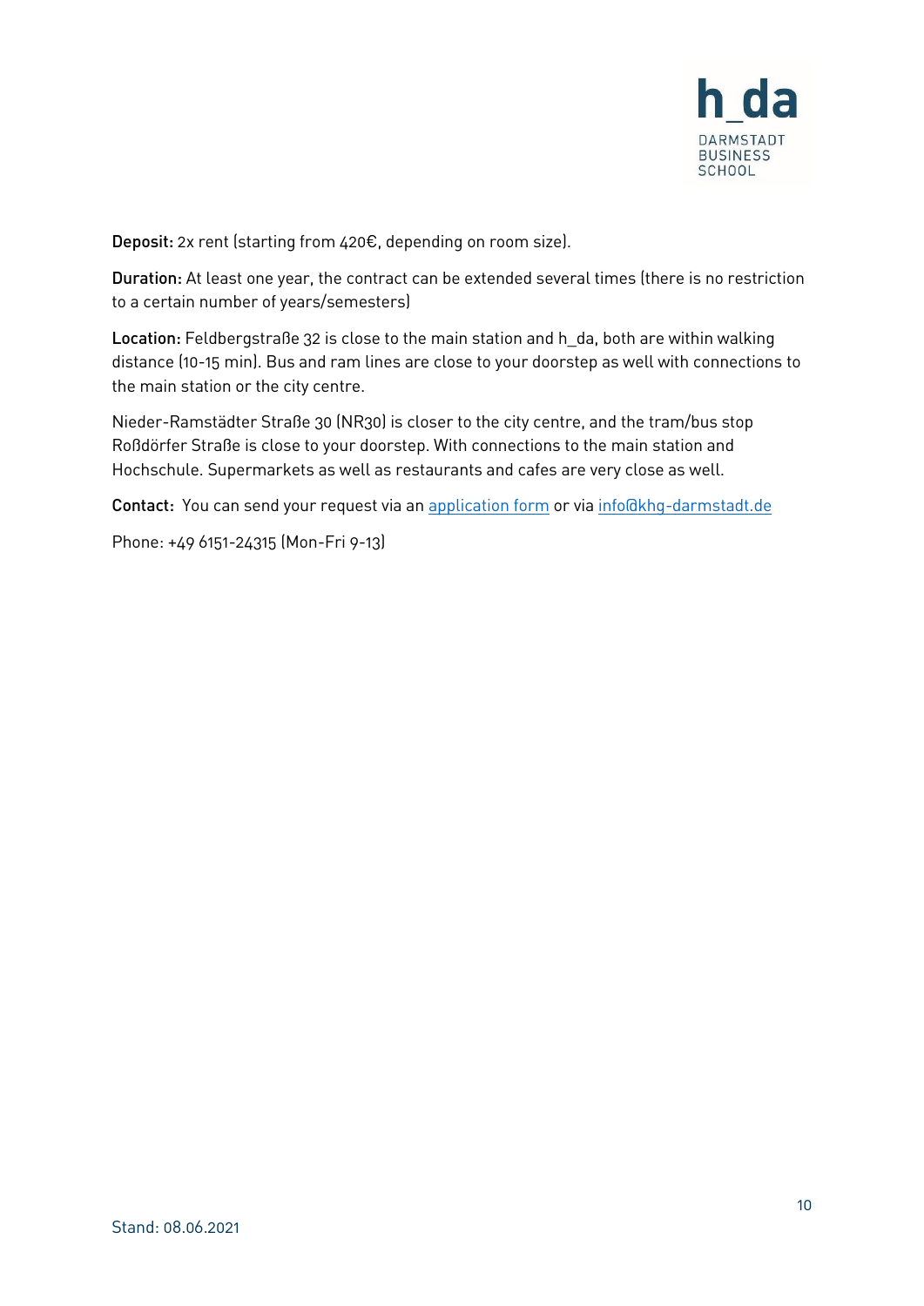**Deposit:** 2x rent (starting from 420€, depending on room size).

**Duration:** At least one year, the contract can be extended several times (there is no restriction to a certain number of years/semesters)

**Location:** Feldbergstraße 32 is close to the main station and h_da, both are within walking distance (10-15 min). Bus and ram lines are close to your doorstep as well with connections to the main station or the city centre.

Nieder-Ramstädter Straße 30 (NR30) is closer to the city centre, and the tram/bus stop Roßdörfer Straße is close to your doorstep. With connections to the main station and Hochschule. Supermarkets as well as restaurants and cafes are very close as well.

**Contact:** You can send your request via an application form or via info@khg-darmstadt.de

Phone: +49 6151-24315 (Mon-Fri 9-13)

Stand: 08.06.2021